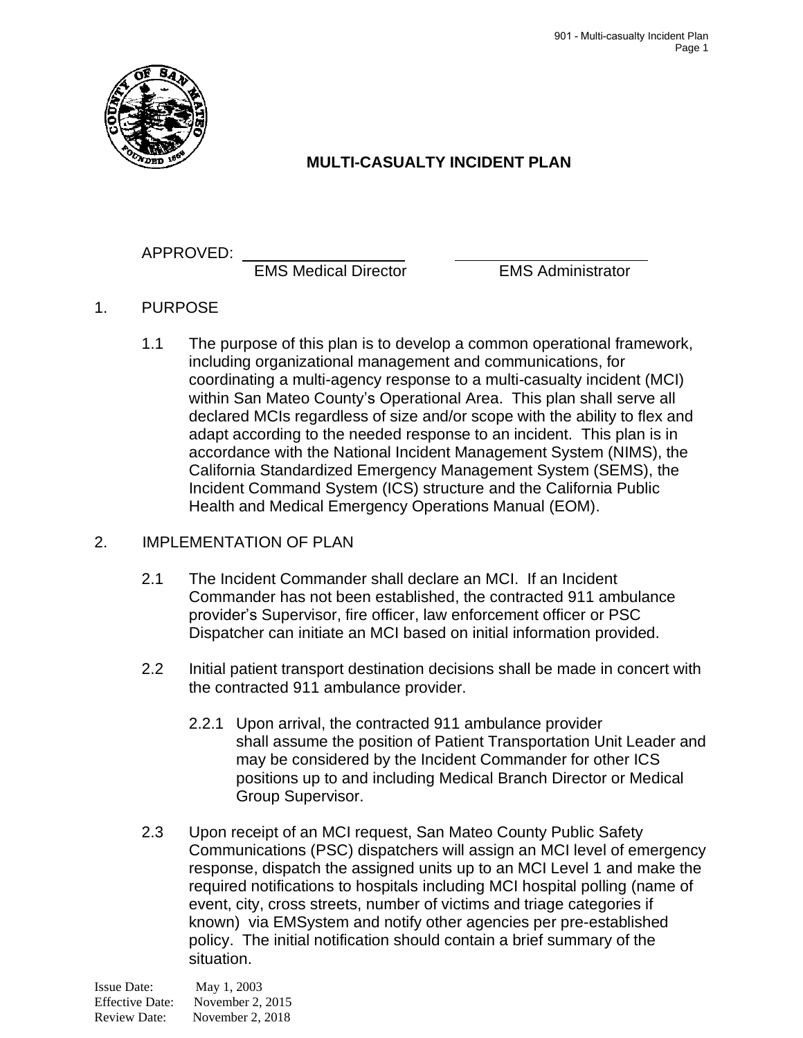# MULTI-CASUALTY INCIDENT PLAN

APPROVED: \_\_\_\_\_\_\_\_\_\_\_\_\_\_\_\_\_\_\_\_ \_\_\_\_\_\_\_\_\_\_\_\_\_\_\_\_\_\_\_\_\_\_\_\_

EMS Medical Director    EMS Administrator

1. PURPOSE

   1.1 The purpose of this plan is to develop a common operational framework, including organizational management and communications, for coordinating a multi-agency response to a multi-casualty incident (MCI) within San Mateo County's Operational Area. This plan shall serve all declared MCIs regardless of size and/or scope with the ability to flex and adapt according to the needed response to an incident. This plan is in accordance with the National Incident Management System (NIMS), the California Standardized Emergency Management System (SEMS), the Incident Command System (ICS) structure and the California Public Health and Medical Emergency Operations Manual (EOM).

2. IMPLEMENTATION OF PLAN

   2.1 The Incident Commander shall declare an MCI. If an Incident Commander has not been established, the contracted 911 ambulance provider's Supervisor, fire officer, law enforcement officer or PSC Dispatcher can initiate an MCI based on initial information provided.

   2.2 Initial patient transport destination decisions shall be made in concert with the contracted 911 ambulance provider.

      2.2.1 Upon arrival, the contracted 911 ambulance provider shall assume the position of Patient Transportation Unit Leader and may be considered by the Incident Commander for other ICS positions up to and including Medical Branch Director or Medical Group Supervisor.

   2.3 Upon receipt of an MCI request, San Mateo County Public Safety Communications (PSC) dispatchers will assign an MCI level of emergency response, dispatch the assigned units up to an MCI Level 1 and make the required notifications to hospitals including MCI hospital polling (name of event, city, cross streets, number of victims and triage categories if known) via EMSystem and notify other agencies per pre-established policy. The initial notification should contain a brief summary of the situation.

Issue Date: May 1, 2003
Effective Date: November 2, 2015
Review Date: November 2, 2018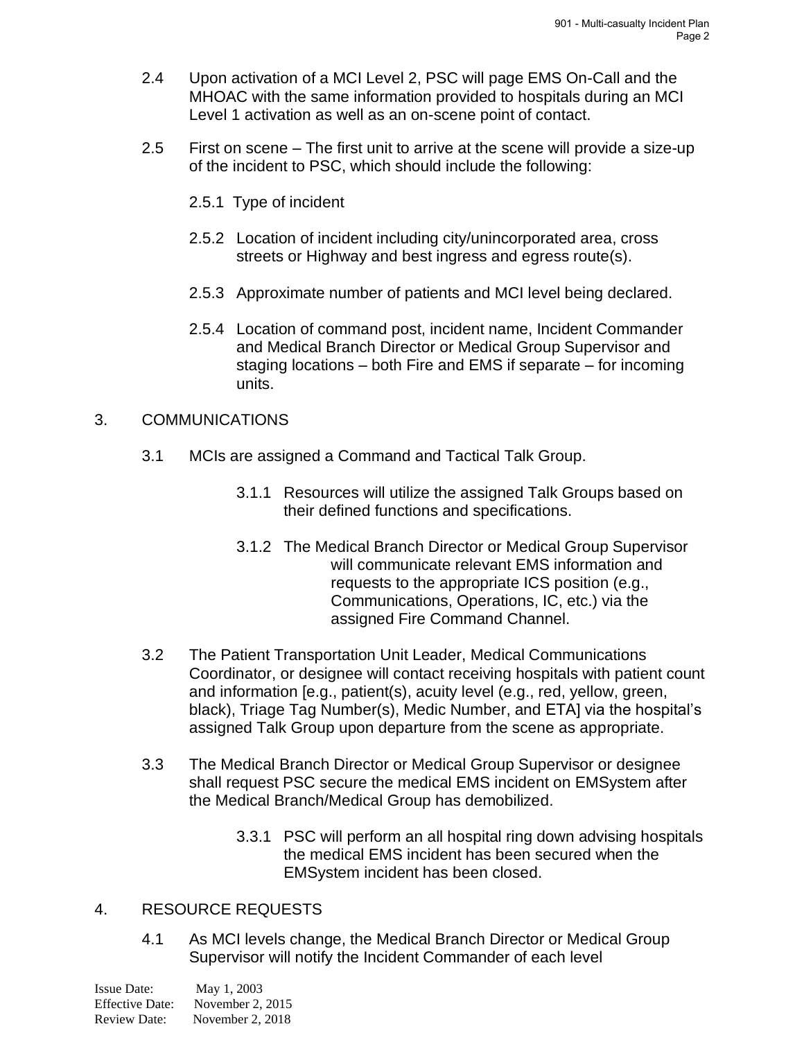2.4 Upon activation of a MCI Level 2, PSC will page EMS On-Call and the MHOAC with the same information provided to hospitals during an MCI Level 1 activation as well as an on-scene point of contact.

2.5 First on scene – The first unit to arrive at the scene will provide a size-up of the incident to PSC, which should include the following:

2.5.1 Type of incident

2.5.2 Location of incident including city/unincorporated area, cross streets or Highway and best ingress and egress route(s).

2.5.3 Approximate number of patients and MCI level being declared.

2.5.4 Location of command post, incident name, Incident Commander and Medical Branch Director or Medical Group Supervisor and staging locations – both Fire and EMS if separate – for incoming units.

## 3. COMMUNICATIONS

3.1 MCIs are assigned a Command and Tactical Talk Group.

3.1.1 Resources will utilize the assigned Talk Groups based on their defined functions and specifications.

3.1.2 The Medical Branch Director or Medical Group Supervisor will communicate relevant EMS information and requests to the appropriate ICS position (e.g., Communications, Operations, IC, etc.) via the assigned Fire Command Channel.

3.2 The Patient Transportation Unit Leader, Medical Communications Coordinator, or designee will contact receiving hospitals with patient count and information [e.g., patient(s), acuity level (e.g., red, yellow, green, black), Triage Tag Number(s), Medic Number, and ETA] via the hospital's assigned Talk Group upon departure from the scene as appropriate.

3.3 The Medical Branch Director or Medical Group Supervisor or designee shall request PSC secure the medical EMS incident on EMSystem after the Medical Branch/Medical Group has demobilized.

3.3.1 PSC will perform an all hospital ring down advising hospitals the medical EMS incident has been secured when the EMSystem incident has been closed.

## 4. RESOURCE REQUESTS

4.1 As MCI levels change, the Medical Branch Director or Medical Group Supervisor will notify the Incident Commander of each level

Issue Date: May 1, 2003
Effective Date: November 2, 2015
Review Date: November 2, 2018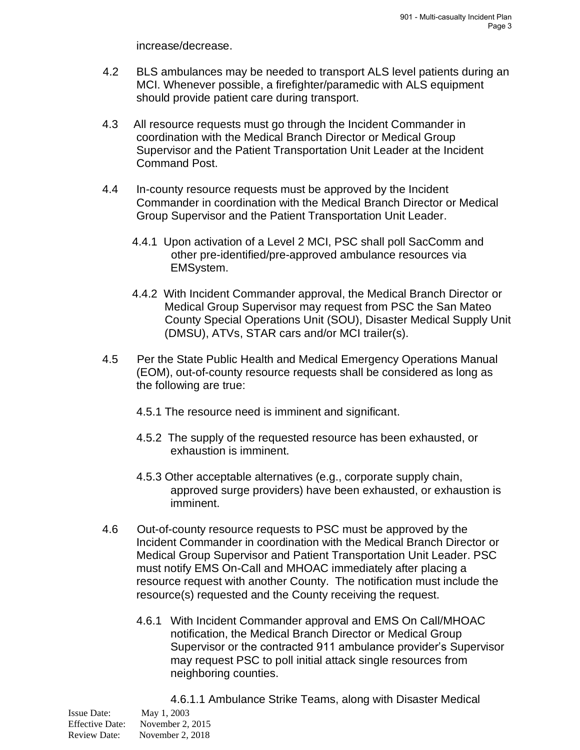increase/decrease.

4.2 BLS ambulances may be needed to transport ALS level patients during an MCI. Whenever possible, a firefighter/paramedic with ALS equipment should provide patient care during transport.

4.3 All resource requests must go through the Incident Commander in coordination with the Medical Branch Director or Medical Group Supervisor and the Patient Transportation Unit Leader at the Incident Command Post.

4.4 In-county resource requests must be approved by the Incident Commander in coordination with the Medical Branch Director or Medical Group Supervisor and the Patient Transportation Unit Leader.

4.4.1 Upon activation of a Level 2 MCI, PSC shall poll SacComm and other pre-identified/pre-approved ambulance resources via EMSystem.

4.4.2 With Incident Commander approval, the Medical Branch Director or Medical Group Supervisor may request from PSC the San Mateo County Special Operations Unit (SOU), Disaster Medical Supply Unit (DMSU), ATVs, STAR cars and/or MCI trailer(s).

4.5 Per the State Public Health and Medical Emergency Operations Manual (EOM), out-of-county resource requests shall be considered as long as the following are true:

4.5.1 The resource need is imminent and significant.

4.5.2 The supply of the requested resource has been exhausted, or exhaustion is imminent.

4.5.3 Other acceptable alternatives (e.g., corporate supply chain, approved surge providers) have been exhausted, or exhaustion is imminent.

4.6 Out-of-county resource requests to PSC must be approved by the Incident Commander in coordination with the Medical Branch Director or Medical Group Supervisor and Patient Transportation Unit Leader. PSC must notify EMS On-Call and MHOAC immediately after placing a resource request with another County. The notification must include the resource(s) requested and the County receiving the request.

4.6.1 With Incident Commander approval and EMS On Call/MHOAC notification, the Medical Branch Director or Medical Group Supervisor or the contracted 911 ambulance provider's Supervisor may request PSC to poll initial attack single resources from neighboring counties.

4.6.1.1 Ambulance Strike Teams, along with Disaster Medical

Issue Date: May 1, 2003
Effective Date: November 2, 2015
Review Date: November 2, 2018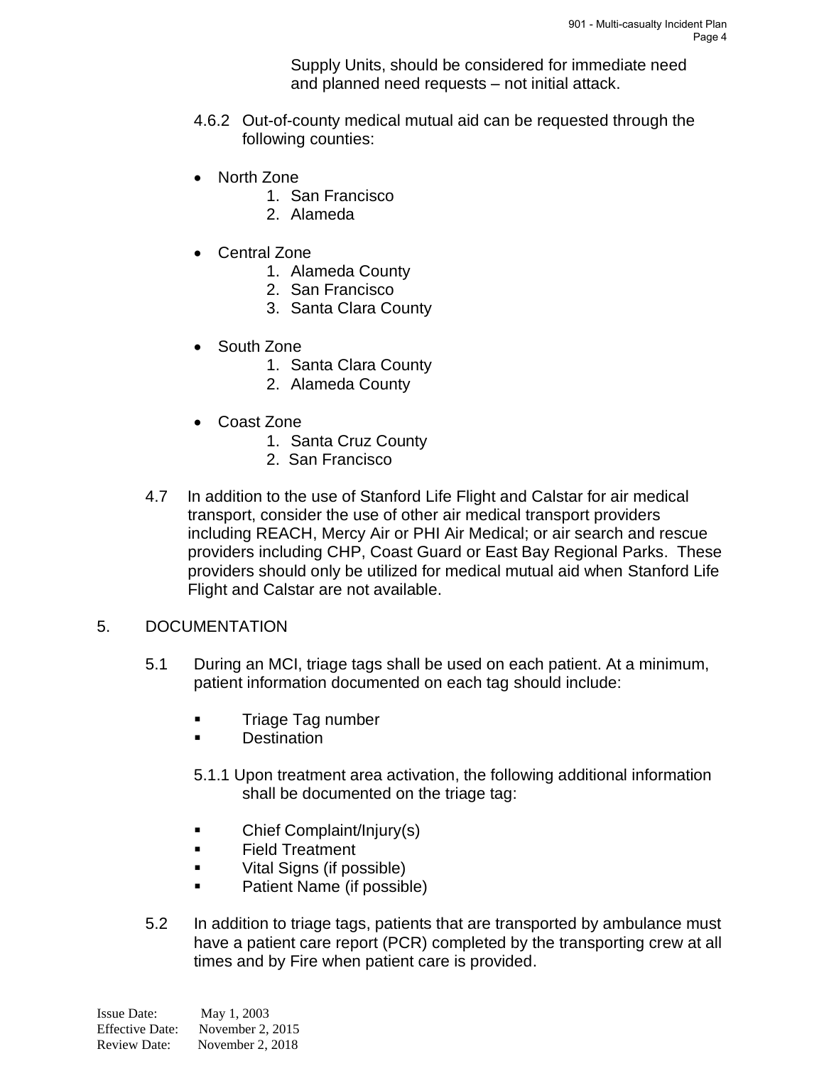Supply Units, should be considered for immediate need and planned need requests – not initial attack.

4.6.2 Out-of-county medical mutual aid can be requested through the following counties:

- North Zone
    1. San Francisco
    2. Alameda

- Central Zone
    1. Alameda County
    2. San Francisco
    3. Santa Clara County

- South Zone
    1. Santa Clara County
    2. Alameda County

- Coast Zone
    1. Santa Cruz County
    2. San Francisco

4.7 In addition to the use of Stanford Life Flight and Calstar for air medical transport, consider the use of other air medical transport providers including REACH, Mercy Air or PHI Air Medical; or air search and rescue providers including CHP, Coast Guard or East Bay Regional Parks. These providers should only be utilized for medical mutual aid when Stanford Life Flight and Calstar are not available.

## 5. DOCUMENTATION

5.1 During an MCI, triage tags shall be used on each patient. At a minimum, patient information documented on each tag should include:

- Triage Tag number
- Destination

5.1.1 Upon treatment area activation, the following additional information shall be documented on the triage tag:

- Chief Complaint/Injury(s)
- Field Treatment
- Vital Signs (if possible)
- Patient Name (if possible)

5.2 In addition to triage tags, patients that are transported by ambulance must have a patient care report (PCR) completed by the transporting crew at all times and by Fire when patient care is provided.

Issue Date: May 1, 2003
Effective Date: November 2, 2015
Review Date: November 2, 2018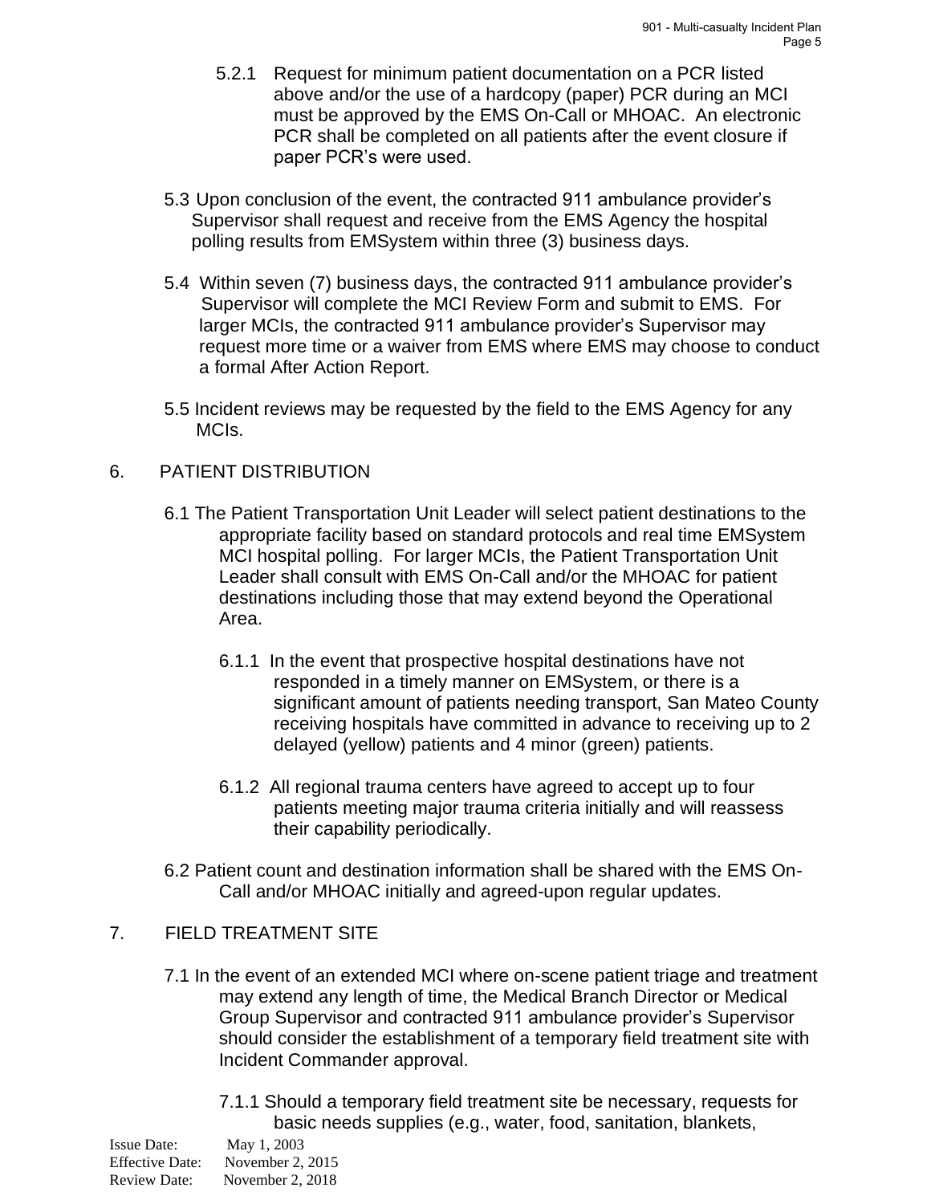5.2.1 Request for minimum patient documentation on a PCR listed above and/or the use of a hardcopy (paper) PCR during an MCI must be approved by the EMS On-Call or MHOAC. An electronic PCR shall be completed on all patients after the event closure if paper PCR's were used.

5.3 Upon conclusion of the event, the contracted 911 ambulance provider's Supervisor shall request and receive from the EMS Agency the hospital polling results from EMSystem within three (3) business days.

5.4 Within seven (7) business days, the contracted 911 ambulance provider's Supervisor will complete the MCI Review Form and submit to EMS. For larger MCIs, the contracted 911 ambulance provider's Supervisor may request more time or a waiver from EMS where EMS may choose to conduct a formal After Action Report.

5.5 Incident reviews may be requested by the field to the EMS Agency for any MCIs.

## 6. PATIENT DISTRIBUTION

6.1 The Patient Transportation Unit Leader will select patient destinations to the appropriate facility based on standard protocols and real time EMSystem MCI hospital polling. For larger MCIs, the Patient Transportation Unit Leader shall consult with EMS On-Call and/or the MHOAC for patient destinations including those that may extend beyond the Operational Area.

6.1.1 In the event that prospective hospital destinations have not responded in a timely manner on EMSystem, or there is a significant amount of patients needing transport, San Mateo County receiving hospitals have committed in advance to receiving up to 2 delayed (yellow) patients and 4 minor (green) patients.

6.1.2 All regional trauma centers have agreed to accept up to four patients meeting major trauma criteria initially and will reassess their capability periodically.

6.2 Patient count and destination information shall be shared with the EMS On-Call and/or MHOAC initially and agreed-upon regular updates.

## 7. FIELD TREATMENT SITE

7.1 In the event of an extended MCI where on-scene patient triage and treatment may extend any length of time, the Medical Branch Director or Medical Group Supervisor and contracted 911 ambulance provider's Supervisor should consider the establishment of a temporary field treatment site with Incident Commander approval.

7.1.1 Should a temporary field treatment site be necessary, requests for basic needs supplies (e.g., water, food, sanitation, blankets,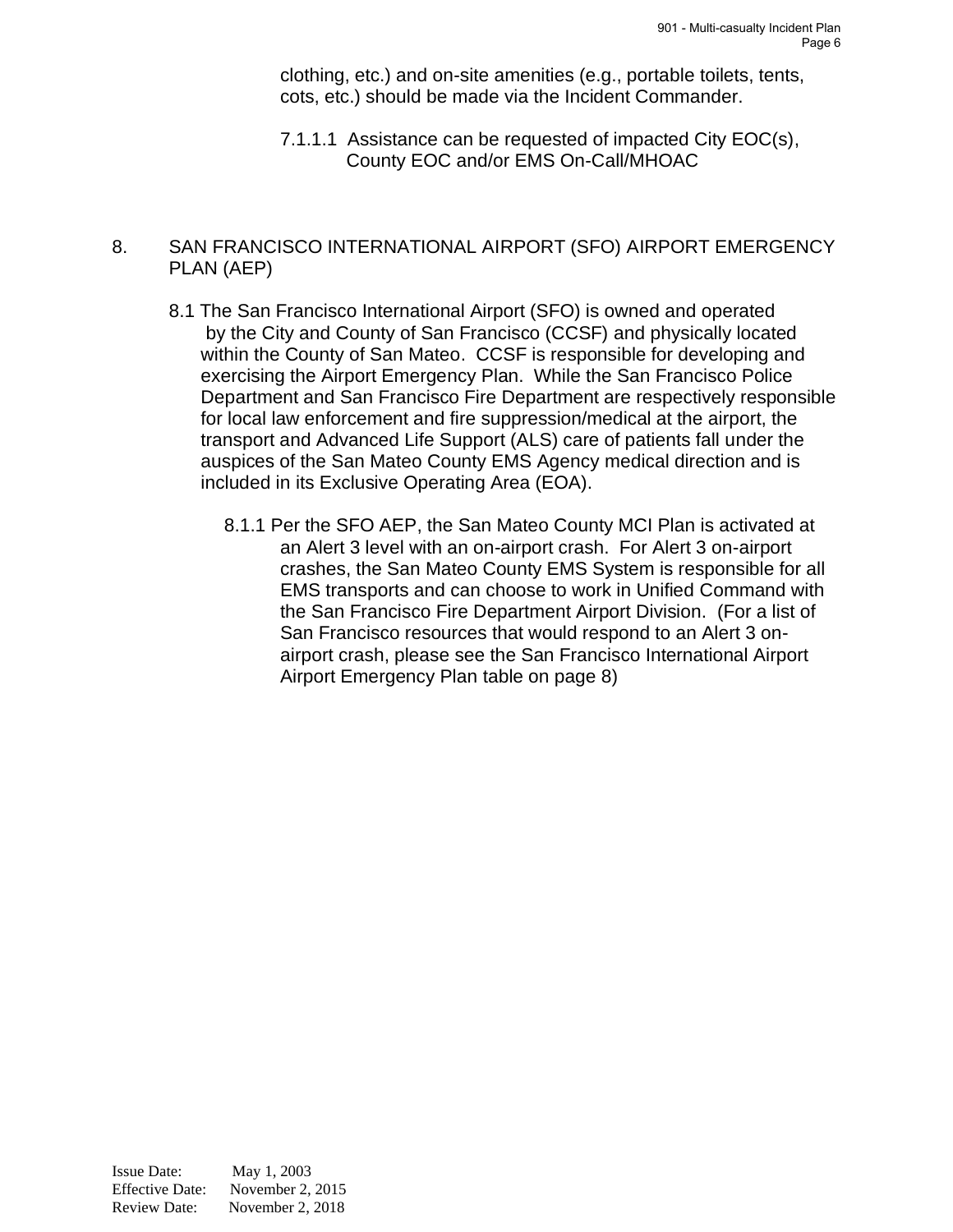clothing, etc.) and on-site amenities (e.g., portable toilets, tents, cots, etc.) should be made via the Incident Commander.

7.1.1.1 Assistance can be requested of impacted City EOC(s), County EOC and/or EMS On-Call/MHOAC

## 8. SAN FRANCISCO INTERNATIONAL AIRPORT (SFO) AIRPORT EMERGENCY PLAN (AEP)

8.1 The San Francisco International Airport (SFO) is owned and operated by the City and County of San Francisco (CCSF) and physically located within the County of San Mateo. CCSF is responsible for developing and exercising the Airport Emergency Plan. While the San Francisco Police Department and San Francisco Fire Department are respectively responsible for local law enforcement and fire suppression/medical at the airport, the transport and Advanced Life Support (ALS) care of patients fall under the auspices of the San Mateo County EMS Agency medical direction and is included in its Exclusive Operating Area (EOA).

8.1.1 Per the SFO AEP, the San Mateo County MCI Plan is activated at an Alert 3 level with an on-airport crash. For Alert 3 on-airport crashes, the San Mateo County EMS System is responsible for all EMS transports and can choose to work in Unified Command with the San Francisco Fire Department Airport Division. (For a list of San Francisco resources that would respond to an Alert 3 on-airport crash, please see the San Francisco International Airport Airport Emergency Plan table on page 8)

Issue Date: May 1, 2003
Effective Date: November 2, 2015
Review Date: November 2, 2018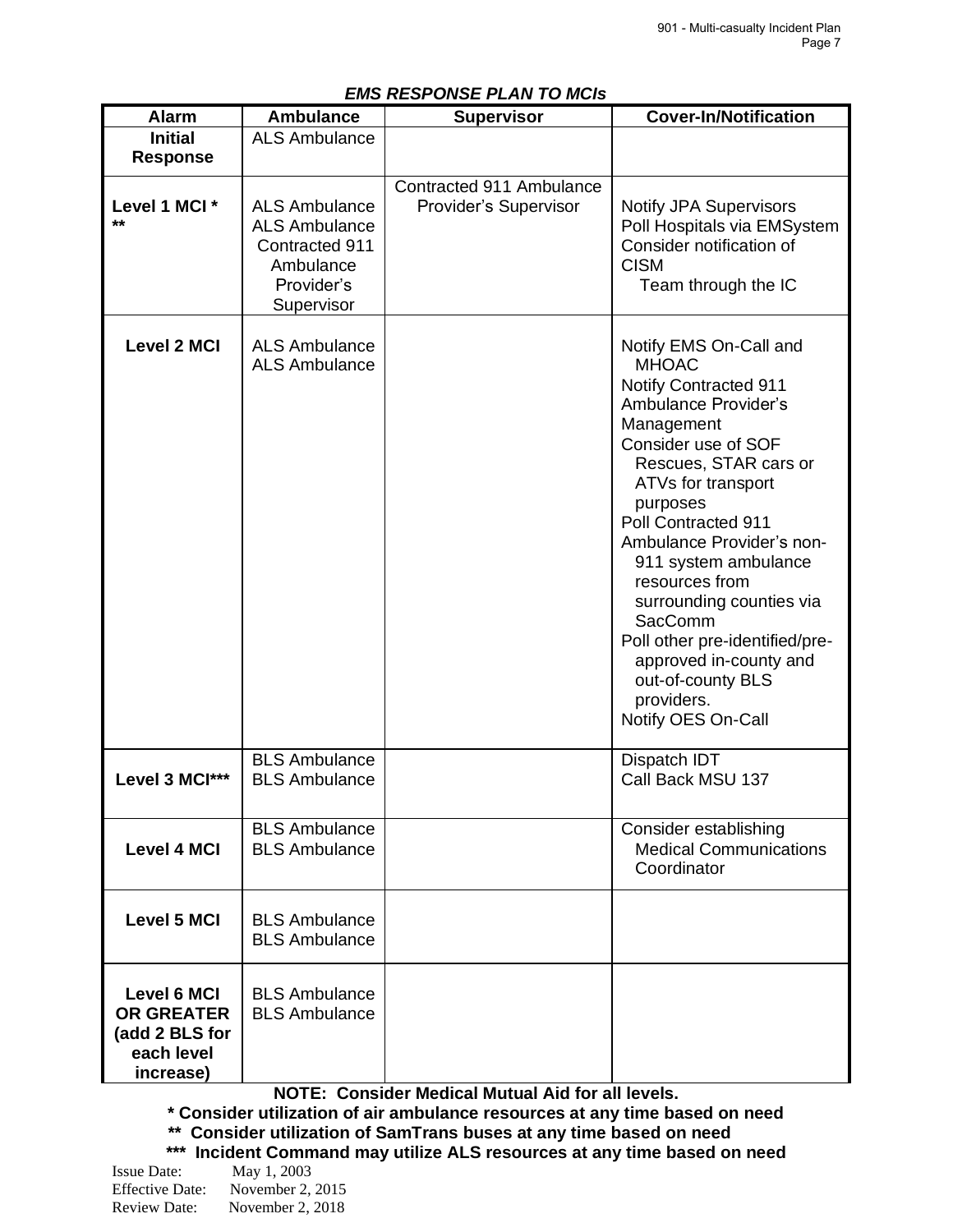### *EMS RESPONSE PLAN TO MCIs*

| Alarm | Ambulance | Supervisor | Cover-In/Notification |
|---|---|---|---|
| **Initial Response** | ALS Ambulance | | |
| **Level 1 MCI \* \*\*** | ALS Ambulance<br>ALS Ambulance<br>Contracted 911 Ambulance Provider's Supervisor | Contracted 911 Ambulance Provider's Supervisor | Notify JPA Supervisors<br>Poll Hospitals via EMSystem<br>Consider notification of CISM Team through the IC |
| **Level 2 MCI** | ALS Ambulance<br>ALS Ambulance | | Notify EMS On-Call and MHOAC<br>Notify Contracted 911 Ambulance Provider's Management<br>Consider use of SOF Rescues, STAR cars or ATVs for transport purposes<br>Poll Contracted 911 Ambulance Provider's non-911 system ambulance resources from surrounding counties via SacComm<br>Poll other pre-identified/pre-approved in-county and out-of-county BLS providers.<br>Notify OES On-Call |
| **Level 3 MCI\*\*\*** | BLS Ambulance<br>BLS Ambulance | | Dispatch IDT<br>Call Back MSU 137 |
| **Level 4 MCI** | BLS Ambulance<br>BLS Ambulance | | Consider establishing Medical Communications Coordinator |
| **Level 5 MCI** | BLS Ambulance<br>BLS Ambulance | | |
| **Level 6 MCI OR GREATER (add 2 BLS for each level increase)** | BLS Ambulance<br>BLS Ambulance | | |

**NOTE: Consider Medical Mutual Aid for all levels.**

**\* Consider utilization of air ambulance resources at any time based on need**

**\*\* Consider utilization of SamTrans buses at any time based on need**

**\*\*\* Incident Command may utilize ALS resources at any time based on need**

Issue Date: May 1, 2003
Effective Date: November 2, 2015
Review Date: November 2, 2018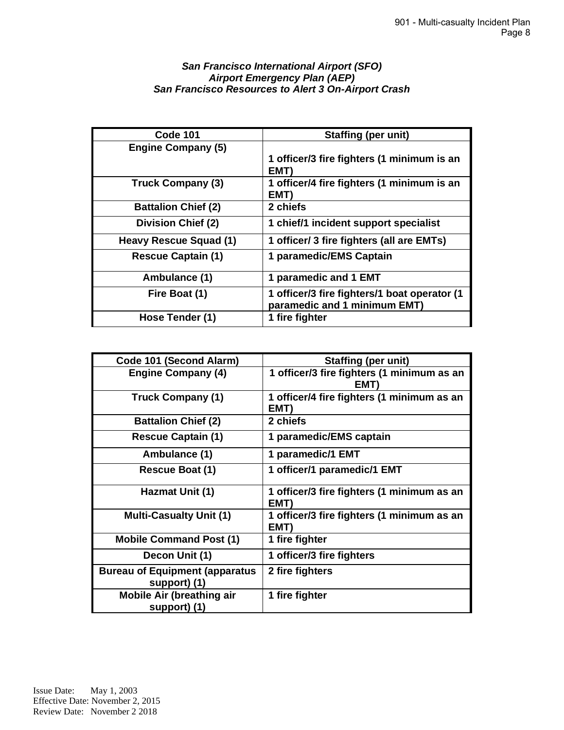***San Francisco International Airport (SFO)***
***Airport Emergency Plan (AEP)***
***San Francisco Resources to Alert 3 On-Airport Crash***

| Code 101 | Staffing (per unit) |
|---|---|
| **Engine Company (5)** | **1 officer/3 fire fighters (1 minimum is an EMT)** |
| **Truck Company (3)** | **1 officer/4 fire fighters (1 minimum is an EMT)** |
| **Battalion Chief (2)** | **2 chiefs** |
| **Division Chief (2)** | **1 chief/1 incident support specialist** |
| **Heavy Rescue Squad (1)** | **1 officer/ 3 fire fighters (all are EMTs)** |
| **Rescue Captain (1)** | **1 paramedic/EMS Captain** |
| **Ambulance (1)** | **1 paramedic and 1 EMT** |
| **Fire Boat (1)** | **1 officer/3 fire fighters/1 boat operator (1 paramedic and 1 minimum EMT)** |
| **Hose Tender (1)** | **1 fire fighter** |

| Code 101 (Second Alarm) | Staffing (per unit) |
|---|---|
| **Engine Company (4)** | **1 officer/3 fire fighters (1 minimum as an EMT)** |
| **Truck Company (1)** | **1 officer/4 fire fighters (1 minimum as an EMT)** |
| **Battalion Chief (2)** | **2 chiefs** |
| **Rescue Captain (1)** | **1 paramedic/EMS captain** |
| **Ambulance (1)** | **1 paramedic/1 EMT** |
| **Rescue Boat (1)** | **1 officer/1 paramedic/1 EMT** |
| **Hazmat Unit (1)** | **1 officer/3 fire fighters (1 minimum as an EMT)** |
| **Multi-Casualty Unit (1)** | **1 officer/3 fire fighters (1 minimum as an EMT)** |
| **Mobile Command Post (1)** | **1 fire fighter** |
| **Decon Unit (1)** | **1 officer/3 fire fighters** |
| **Bureau of Equipment (apparatus support) (1)** | **2 fire fighters** |
| **Mobile Air (breathing air support) (1)** | **1 fire fighter** |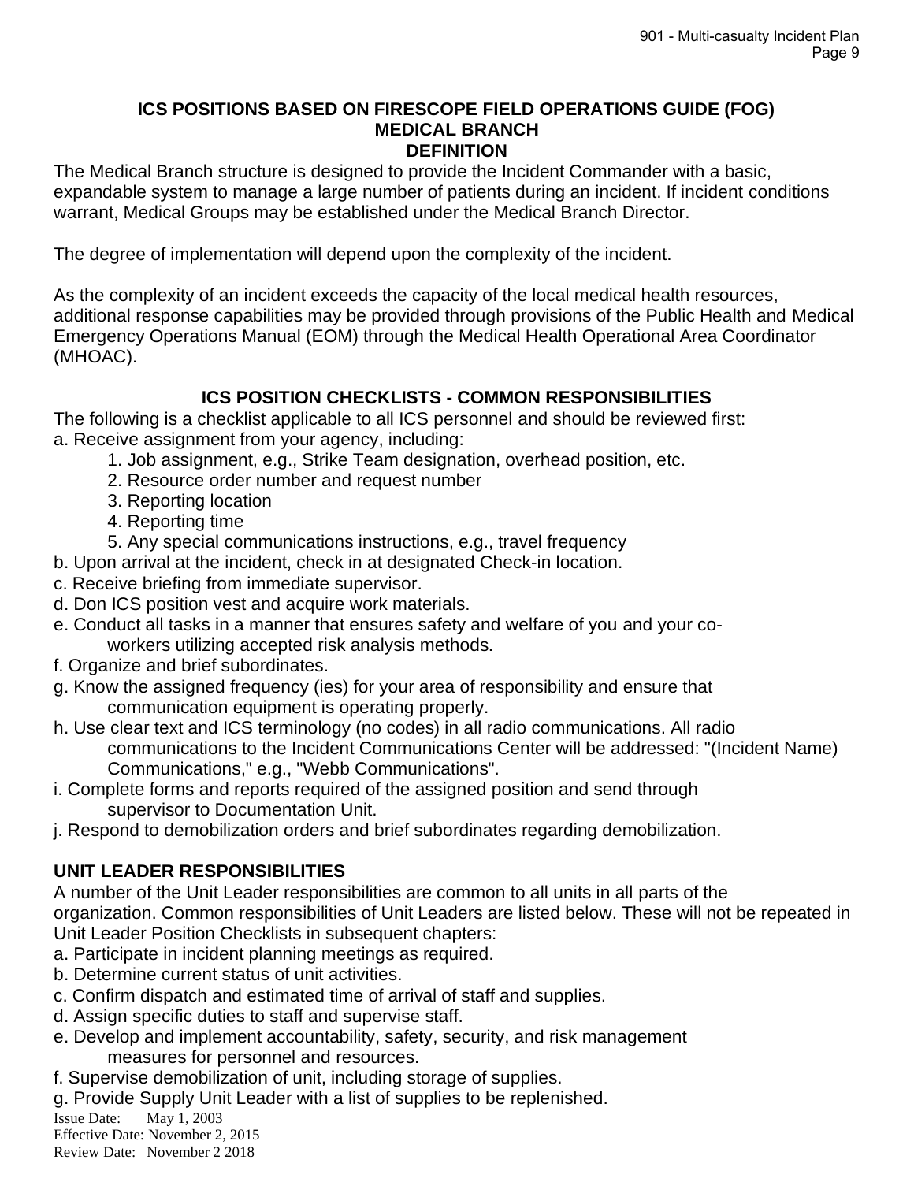## ICS POSITIONS BASED ON FIRESCOPE FIELD OPERATIONS GUIDE (FOG)
## MEDICAL BRANCH
### DEFINITION

The Medical Branch structure is designed to provide the Incident Commander with a basic, expandable system to manage a large number of patients during an incident. If incident conditions warrant, Medical Groups may be established under the Medical Branch Director.

The degree of implementation will depend upon the complexity of the incident.

As the complexity of an incident exceeds the capacity of the local medical health resources, additional response capabilities may be provided through provisions of the Public Health and Medical Emergency Operations Manual (EOM) through the Medical Health Operational Area Coordinator (MHOAC).

### ICS POSITION CHECKLISTS - COMMON RESPONSIBILITIES

The following is a checklist applicable to all ICS personnel and should be reviewed first:

a. Receive assignment from your agency, including:
   1. Job assignment, e.g., Strike Team designation, overhead position, etc.
   2. Resource order number and request number
   3. Reporting location
   4. Reporting time
   5. Any special communications instructions, e.g., travel frequency

b. Upon arrival at the incident, check in at designated Check-in location.

c. Receive briefing from immediate supervisor.

d. Don ICS position vest and acquire work materials.

e. Conduct all tasks in a manner that ensures safety and welfare of you and your co-workers utilizing accepted risk analysis methods.

f. Organize and brief subordinates.

g. Know the assigned frequency (ies) for your area of responsibility and ensure that communication equipment is operating properly.

h. Use clear text and ICS terminology (no codes) in all radio communications. All radio communications to the Incident Communications Center will be addressed: "(Incident Name) Communications," e.g., "Webb Communications".

i. Complete forms and reports required of the assigned position and send through supervisor to Documentation Unit.

j. Respond to demobilization orders and brief subordinates regarding demobilization.

### UNIT LEADER RESPONSIBILITIES

A number of the Unit Leader responsibilities are common to all units in all parts of the organization. Common responsibilities of Unit Leaders are listed below. These will not be repeated in Unit Leader Position Checklists in subsequent chapters:

a. Participate in incident planning meetings as required.

b. Determine current status of unit activities.

c. Confirm dispatch and estimated time of arrival of staff and supplies.

d. Assign specific duties to staff and supervise staff.

e. Develop and implement accountability, safety, security, and risk management measures for personnel and resources.

f. Supervise demobilization of unit, including storage of supplies.

g. Provide Supply Unit Leader with a list of supplies to be replenished.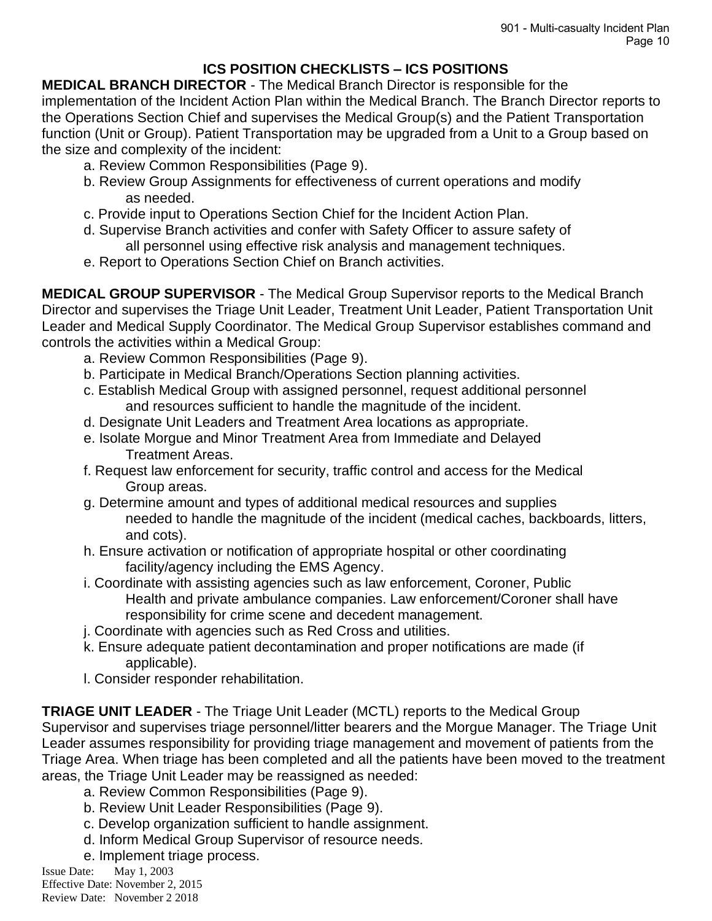## ICS POSITION CHECKLISTS – ICS POSITIONS

**MEDICAL BRANCH DIRECTOR** - The Medical Branch Director is responsible for the implementation of the Incident Action Plan within the Medical Branch. The Branch Director reports to the Operations Section Chief and supervises the Medical Group(s) and the Patient Transportation function (Unit or Group). Patient Transportation may be upgraded from a Unit to a Group based on the size and complexity of the incident:

a. Review Common Responsibilities (Page 9).
b. Review Group Assignments for effectiveness of current operations and modify as needed.
c. Provide input to Operations Section Chief for the Incident Action Plan.
d. Supervise Branch activities and confer with Safety Officer to assure safety of all personnel using effective risk analysis and management techniques.
e. Report to Operations Section Chief on Branch activities.

**MEDICAL GROUP SUPERVISOR** - The Medical Group Supervisor reports to the Medical Branch Director and supervises the Triage Unit Leader, Treatment Unit Leader, Patient Transportation Unit Leader and Medical Supply Coordinator. The Medical Group Supervisor establishes command and controls the activities within a Medical Group:

a. Review Common Responsibilities (Page 9).
b. Participate in Medical Branch/Operations Section planning activities.
c. Establish Medical Group with assigned personnel, request additional personnel and resources sufficient to handle the magnitude of the incident.
d. Designate Unit Leaders and Treatment Area locations as appropriate.
e. Isolate Morgue and Minor Treatment Area from Immediate and Delayed Treatment Areas.
f. Request law enforcement for security, traffic control and access for the Medical Group areas.
g. Determine amount and types of additional medical resources and supplies needed to handle the magnitude of the incident (medical caches, backboards, litters, and cots).
h. Ensure activation or notification of appropriate hospital or other coordinating facility/agency including the EMS Agency.
i. Coordinate with assisting agencies such as law enforcement, Coroner, Public Health and private ambulance companies. Law enforcement/Coroner shall have responsibility for crime scene and decedent management.
j. Coordinate with agencies such as Red Cross and utilities.
k. Ensure adequate patient decontamination and proper notifications are made (if applicable).
l. Consider responder rehabilitation.

**TRIAGE UNIT LEADER** - The Triage Unit Leader (MCTL) reports to the Medical Group Supervisor and supervises triage personnel/litter bearers and the Morgue Manager. The Triage Unit Leader assumes responsibility for providing triage management and movement of patients from the Triage Area. When triage has been completed and all the patients have been moved to the treatment areas, the Triage Unit Leader may be reassigned as needed:

a. Review Common Responsibilities (Page 9).
b. Review Unit Leader Responsibilities (Page 9).
c. Develop organization sufficient to handle assignment.
d. Inform Medical Group Supervisor of resource needs.
e. Implement triage process.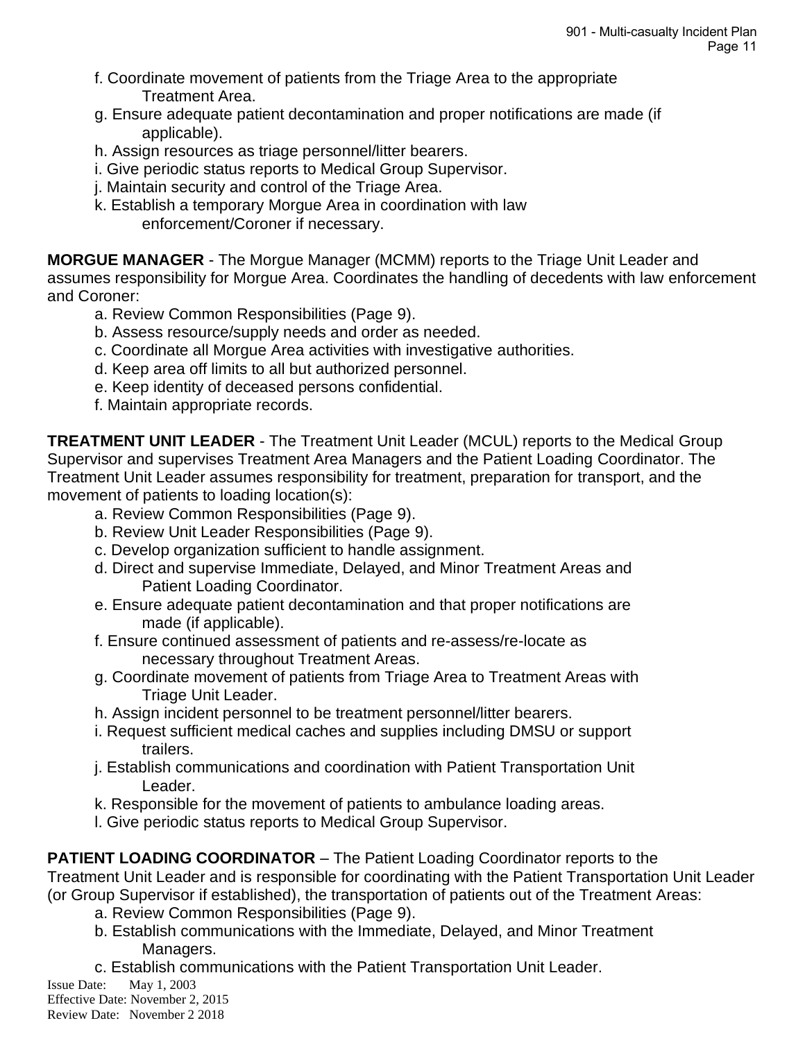f. Coordinate movement of patients from the Triage Area to the appropriate Treatment Area.
g. Ensure adequate patient decontamination and proper notifications are made (if applicable).
h. Assign resources as triage personnel/litter bearers.
i. Give periodic status reports to Medical Group Supervisor.
j. Maintain security and control of the Triage Area.
k. Establish a temporary Morgue Area in coordination with law enforcement/Coroner if necessary.

**MORGUE MANAGER** - The Morgue Manager (MCMM) reports to the Triage Unit Leader and assumes responsibility for Morgue Area. Coordinates the handling of decedents with law enforcement and Coroner:

a. Review Common Responsibilities (Page 9).
b. Assess resource/supply needs and order as needed.
c. Coordinate all Morgue Area activities with investigative authorities.
d. Keep area off limits to all but authorized personnel.
e. Keep identity of deceased persons confidential.
f. Maintain appropriate records.

**TREATMENT UNIT LEADER** - The Treatment Unit Leader (MCUL) reports to the Medical Group Supervisor and supervises Treatment Area Managers and the Patient Loading Coordinator. The Treatment Unit Leader assumes responsibility for treatment, preparation for transport, and the movement of patients to loading location(s):

a. Review Common Responsibilities (Page 9).
b. Review Unit Leader Responsibilities (Page 9).
c. Develop organization sufficient to handle assignment.
d. Direct and supervise Immediate, Delayed, and Minor Treatment Areas and Patient Loading Coordinator.
e. Ensure adequate patient decontamination and that proper notifications are made (if applicable).
f. Ensure continued assessment of patients and re-assess/re-locate as necessary throughout Treatment Areas.
g. Coordinate movement of patients from Triage Area to Treatment Areas with Triage Unit Leader.
h. Assign incident personnel to be treatment personnel/litter bearers.
i. Request sufficient medical caches and supplies including DMSU or support trailers.
j. Establish communications and coordination with Patient Transportation Unit Leader.
k. Responsible for the movement of patients to ambulance loading areas.
l. Give periodic status reports to Medical Group Supervisor.

**PATIENT LOADING COORDINATOR** – The Patient Loading Coordinator reports to the Treatment Unit Leader and is responsible for coordinating with the Patient Transportation Unit Leader (or Group Supervisor if established), the transportation of patients out of the Treatment Areas:

a. Review Common Responsibilities (Page 9).
b. Establish communications with the Immediate, Delayed, and Minor Treatment Managers.
c. Establish communications with the Patient Transportation Unit Leader.

Issue Date: May 1, 2003
Effective Date: November 2, 2015
Review Date: November 2 2018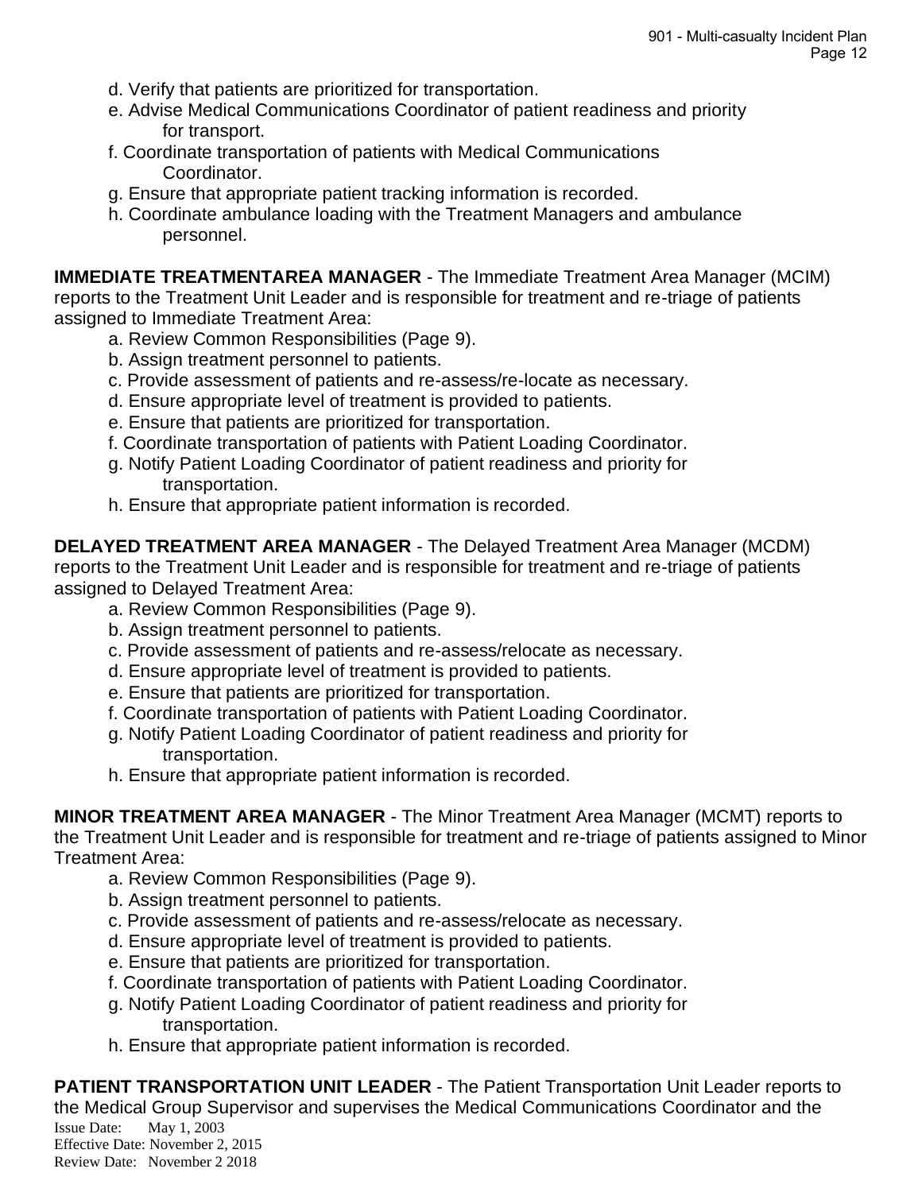d. Verify that patients are prioritized for transportation.
e. Advise Medical Communications Coordinator of patient readiness and priority for transport.
f. Coordinate transportation of patients with Medical Communications Coordinator.
g. Ensure that appropriate patient tracking information is recorded.
h. Coordinate ambulance loading with the Treatment Managers and ambulance personnel.

**IMMEDIATE TREATMENTAREA MANAGER** - The Immediate Treatment Area Manager (MCIM) reports to the Treatment Unit Leader and is responsible for treatment and re-triage of patients assigned to Immediate Treatment Area:

a. Review Common Responsibilities (Page 9).
b. Assign treatment personnel to patients.
c. Provide assessment of patients and re-assess/re-locate as necessary.
d. Ensure appropriate level of treatment is provided to patients.
e. Ensure that patients are prioritized for transportation.
f. Coordinate transportation of patients with Patient Loading Coordinator.
g. Notify Patient Loading Coordinator of patient readiness and priority for transportation.
h. Ensure that appropriate patient information is recorded.

**DELAYED TREATMENT AREA MANAGER** - The Delayed Treatment Area Manager (MCDM) reports to the Treatment Unit Leader and is responsible for treatment and re-triage of patients assigned to Delayed Treatment Area:

a. Review Common Responsibilities (Page 9).
b. Assign treatment personnel to patients.
c. Provide assessment of patients and re-assess/relocate as necessary.
d. Ensure appropriate level of treatment is provided to patients.
e. Ensure that patients are prioritized for transportation.
f. Coordinate transportation of patients with Patient Loading Coordinator.
g. Notify Patient Loading Coordinator of patient readiness and priority for transportation.
h. Ensure that appropriate patient information is recorded.

**MINOR TREATMENT AREA MANAGER** - The Minor Treatment Area Manager (MCMT) reports to the Treatment Unit Leader and is responsible for treatment and re-triage of patients assigned to Minor Treatment Area:

a. Review Common Responsibilities (Page 9).
b. Assign treatment personnel to patients.
c. Provide assessment of patients and re-assess/relocate as necessary.
d. Ensure appropriate level of treatment is provided to patients.
e. Ensure that patients are prioritized for transportation.
f. Coordinate transportation of patients with Patient Loading Coordinator.
g. Notify Patient Loading Coordinator of patient readiness and priority for transportation.
h. Ensure that appropriate patient information is recorded.

**PATIENT TRANSPORTATION UNIT LEADER** - The Patient Transportation Unit Leader reports to the Medical Group Supervisor and supervises the Medical Communications Coordinator and the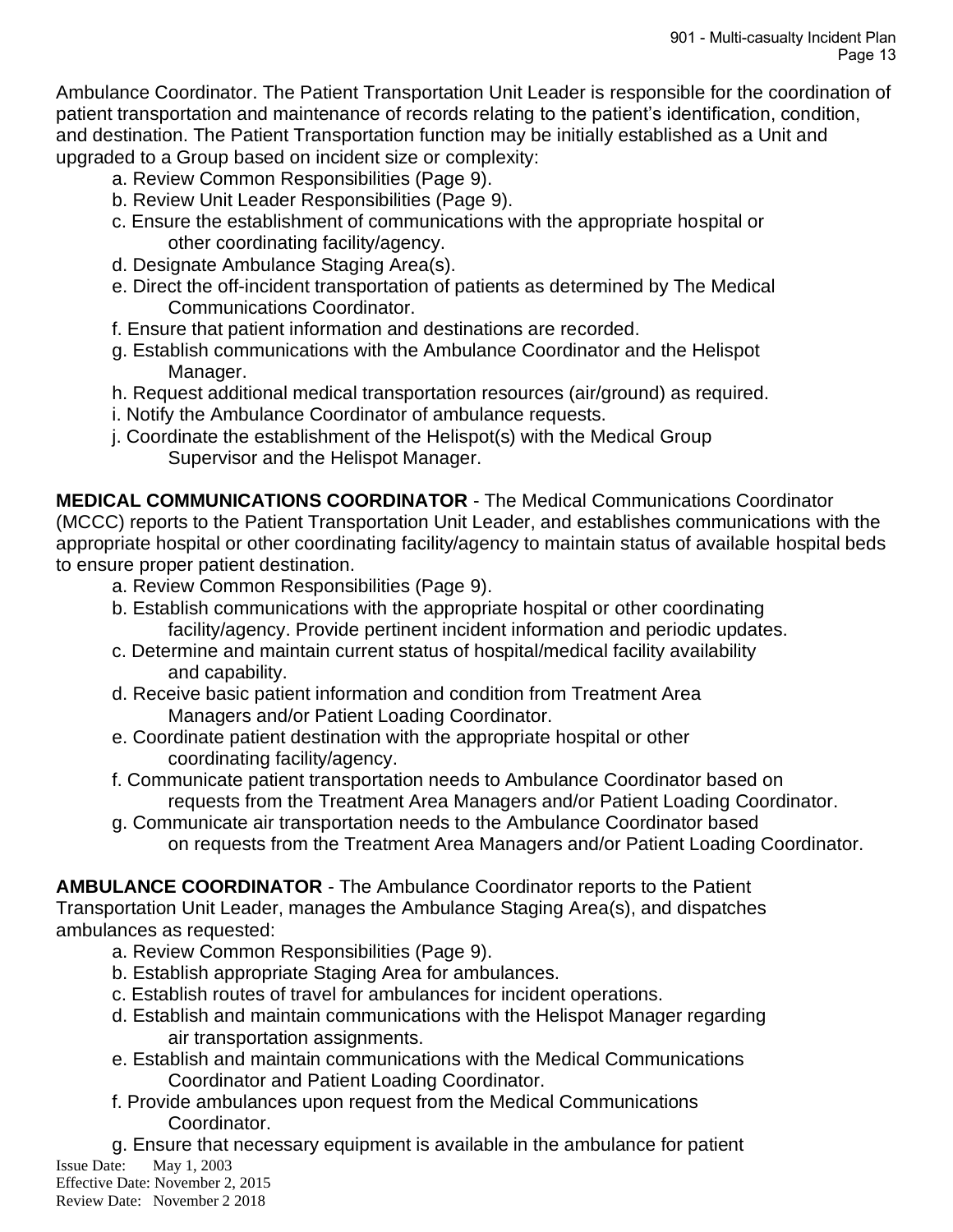Ambulance Coordinator. The Patient Transportation Unit Leader is responsible for the coordination of patient transportation and maintenance of records relating to the patient's identification, condition, and destination. The Patient Transportation function may be initially established as a Unit and upgraded to a Group based on incident size or complexity:

a. Review Common Responsibilities (Page 9).
b. Review Unit Leader Responsibilities (Page 9).
c. Ensure the establishment of communications with the appropriate hospital or other coordinating facility/agency.
d. Designate Ambulance Staging Area(s).
e. Direct the off-incident transportation of patients as determined by The Medical Communications Coordinator.
f. Ensure that patient information and destinations are recorded.
g. Establish communications with the Ambulance Coordinator and the Helispot Manager.
h. Request additional medical transportation resources (air/ground) as required.
i. Notify the Ambulance Coordinator of ambulance requests.
j. Coordinate the establishment of the Helispot(s) with the Medical Group Supervisor and the Helispot Manager.

**MEDICAL COMMUNICATIONS COORDINATOR** - The Medical Communications Coordinator (MCCC) reports to the Patient Transportation Unit Leader, and establishes communications with the appropriate hospital or other coordinating facility/agency to maintain status of available hospital beds to ensure proper patient destination.

a. Review Common Responsibilities (Page 9).
b. Establish communications with the appropriate hospital or other coordinating facility/agency. Provide pertinent incident information and periodic updates.
c. Determine and maintain current status of hospital/medical facility availability and capability.
d. Receive basic patient information and condition from Treatment Area Managers and/or Patient Loading Coordinator.
e. Coordinate patient destination with the appropriate hospital or other coordinating facility/agency.
f. Communicate patient transportation needs to Ambulance Coordinator based on requests from the Treatment Area Managers and/or Patient Loading Coordinator.
g. Communicate air transportation needs to the Ambulance Coordinator based on requests from the Treatment Area Managers and/or Patient Loading Coordinator.

**AMBULANCE COORDINATOR** - The Ambulance Coordinator reports to the Patient Transportation Unit Leader, manages the Ambulance Staging Area(s), and dispatches ambulances as requested:

a. Review Common Responsibilities (Page 9).
b. Establish appropriate Staging Area for ambulances.
c. Establish routes of travel for ambulances for incident operations.
d. Establish and maintain communications with the Helispot Manager regarding air transportation assignments.
e. Establish and maintain communications with the Medical Communications Coordinator and Patient Loading Coordinator.
f. Provide ambulances upon request from the Medical Communications Coordinator.
g. Ensure that necessary equipment is available in the ambulance for patient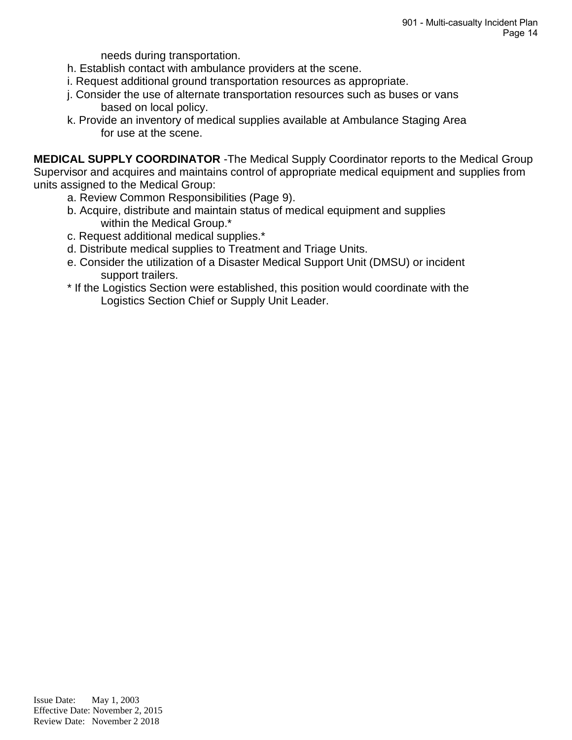needs during transportation.

h. Establish contact with ambulance providers at the scene.

i. Request additional ground transportation resources as appropriate.

j. Consider the use of alternate transportation resources such as buses or vans based on local policy.

k. Provide an inventory of medical supplies available at Ambulance Staging Area for use at the scene.

**MEDICAL SUPPLY COORDINATOR** -The Medical Supply Coordinator reports to the Medical Group Supervisor and acquires and maintains control of appropriate medical equipment and supplies from units assigned to the Medical Group:

a. Review Common Responsibilities (Page 9).

b. Acquire, distribute and maintain status of medical equipment and supplies within the Medical Group.*

c. Request additional medical supplies.*

d. Distribute medical supplies to Treatment and Triage Units.

e. Consider the utilization of a Disaster Medical Support Unit (DMSU) or incident support trailers.

* If the Logistics Section were established, this position would coordinate with the Logistics Section Chief or Supply Unit Leader.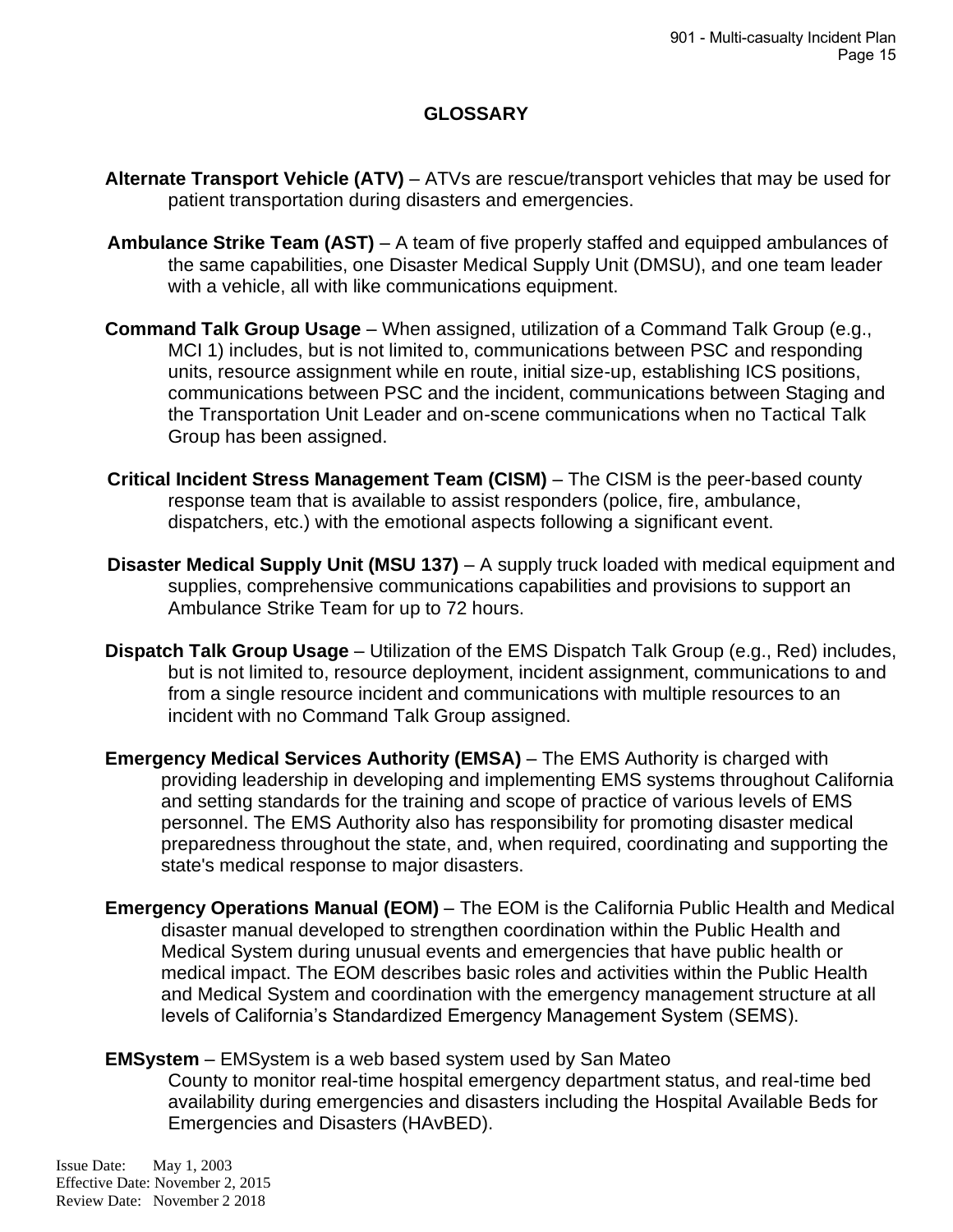## GLOSSARY

**Alternate Transport Vehicle (ATV)** – ATVs are rescue/transport vehicles that may be used for patient transportation during disasters and emergencies.

**Ambulance Strike Team (AST)** – A team of five properly staffed and equipped ambulances of the same capabilities, one Disaster Medical Supply Unit (DMSU), and one team leader with a vehicle, all with like communications equipment.

**Command Talk Group Usage** – When assigned, utilization of a Command Talk Group (e.g., MCI 1) includes, but is not limited to, communications between PSC and responding units, resource assignment while en route, initial size-up, establishing ICS positions, communications between PSC and the incident, communications between Staging and the Transportation Unit Leader and on-scene communications when no Tactical Talk Group has been assigned.

**Critical Incident Stress Management Team (CISM)** – The CISM is the peer-based county response team that is available to assist responders (police, fire, ambulance, dispatchers, etc.) with the emotional aspects following a significant event.

**Disaster Medical Supply Unit (MSU 137)** – A supply truck loaded with medical equipment and supplies, comprehensive communications capabilities and provisions to support an Ambulance Strike Team for up to 72 hours.

**Dispatch Talk Group Usage** – Utilization of the EMS Dispatch Talk Group (e.g., Red) includes, but is not limited to, resource deployment, incident assignment, communications to and from a single resource incident and communications with multiple resources to an incident with no Command Talk Group assigned.

**Emergency Medical Services Authority (EMSA)** – The EMS Authority is charged with providing leadership in developing and implementing EMS systems throughout California and setting standards for the training and scope of practice of various levels of EMS personnel. The EMS Authority also has responsibility for promoting disaster medical preparedness throughout the state, and, when required, coordinating and supporting the state's medical response to major disasters.

**Emergency Operations Manual (EOM)** – The EOM is the California Public Health and Medical disaster manual developed to strengthen coordination within the Public Health and Medical System during unusual events and emergencies that have public health or medical impact. The EOM describes basic roles and activities within the Public Health and Medical System and coordination with the emergency management structure at all levels of California's Standardized Emergency Management System (SEMS).

**EMSystem** – EMSystem is a web based system used by San Mateo County to monitor real-time hospital emergency department status, and real-time bed availability during emergencies and disasters including the Hospital Available Beds for Emergencies and Disasters (HAvBED).

Issue Date: May 1, 2003
Effective Date: November 2, 2015
Review Date: November 2 2018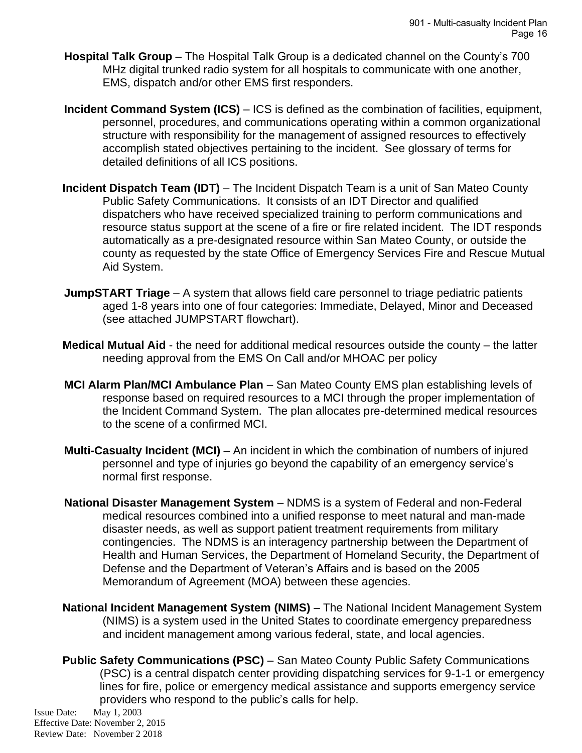**Hospital Talk Group** – The Hospital Talk Group is a dedicated channel on the County's 700 MHz digital trunked radio system for all hospitals to communicate with one another, EMS, dispatch and/or other EMS first responders.

**Incident Command System (ICS)** – ICS is defined as the combination of facilities, equipment, personnel, procedures, and communications operating within a common organizational structure with responsibility for the management of assigned resources to effectively accomplish stated objectives pertaining to the incident. See glossary of terms for detailed definitions of all ICS positions.

**Incident Dispatch Team (IDT)** – The Incident Dispatch Team is a unit of San Mateo County Public Safety Communications. It consists of an IDT Director and qualified dispatchers who have received specialized training to perform communications and resource status support at the scene of a fire or fire related incident. The IDT responds automatically as a pre-designated resource within San Mateo County, or outside the county as requested by the state Office of Emergency Services Fire and Rescue Mutual Aid System.

**JumpSTART Triage** – A system that allows field care personnel to triage pediatric patients aged 1-8 years into one of four categories: Immediate, Delayed, Minor and Deceased (see attached JUMPSTART flowchart).

**Medical Mutual Aid** - the need for additional medical resources outside the county – the latter needing approval from the EMS On Call and/or MHOAC per policy

**MCI Alarm Plan/MCI Ambulance Plan** – San Mateo County EMS plan establishing levels of response based on required resources to a MCI through the proper implementation of the Incident Command System. The plan allocates pre-determined medical resources to the scene of a confirmed MCI.

**Multi-Casualty Incident (MCI)** – An incident in which the combination of numbers of injured personnel and type of injuries go beyond the capability of an emergency service's normal first response.

**National Disaster Management System** – NDMS is a system of Federal and non-Federal medical resources combined into a unified response to meet natural and man-made disaster needs, as well as support patient treatment requirements from military contingencies. The NDMS is an interagency partnership between the Department of Health and Human Services, the Department of Homeland Security, the Department of Defense and the Department of Veteran's Affairs and is based on the 2005 Memorandum of Agreement (MOA) between these agencies.

**National Incident Management System (NIMS)** – The National Incident Management System (NIMS) is a system used in the United States to coordinate emergency preparedness and incident management among various federal, state, and local agencies.

**Public Safety Communications (PSC)** – San Mateo County Public Safety Communications (PSC) is a central dispatch center providing dispatching services for 9-1-1 or emergency lines for fire, police or emergency medical assistance and supports emergency service providers who respond to the public's calls for help.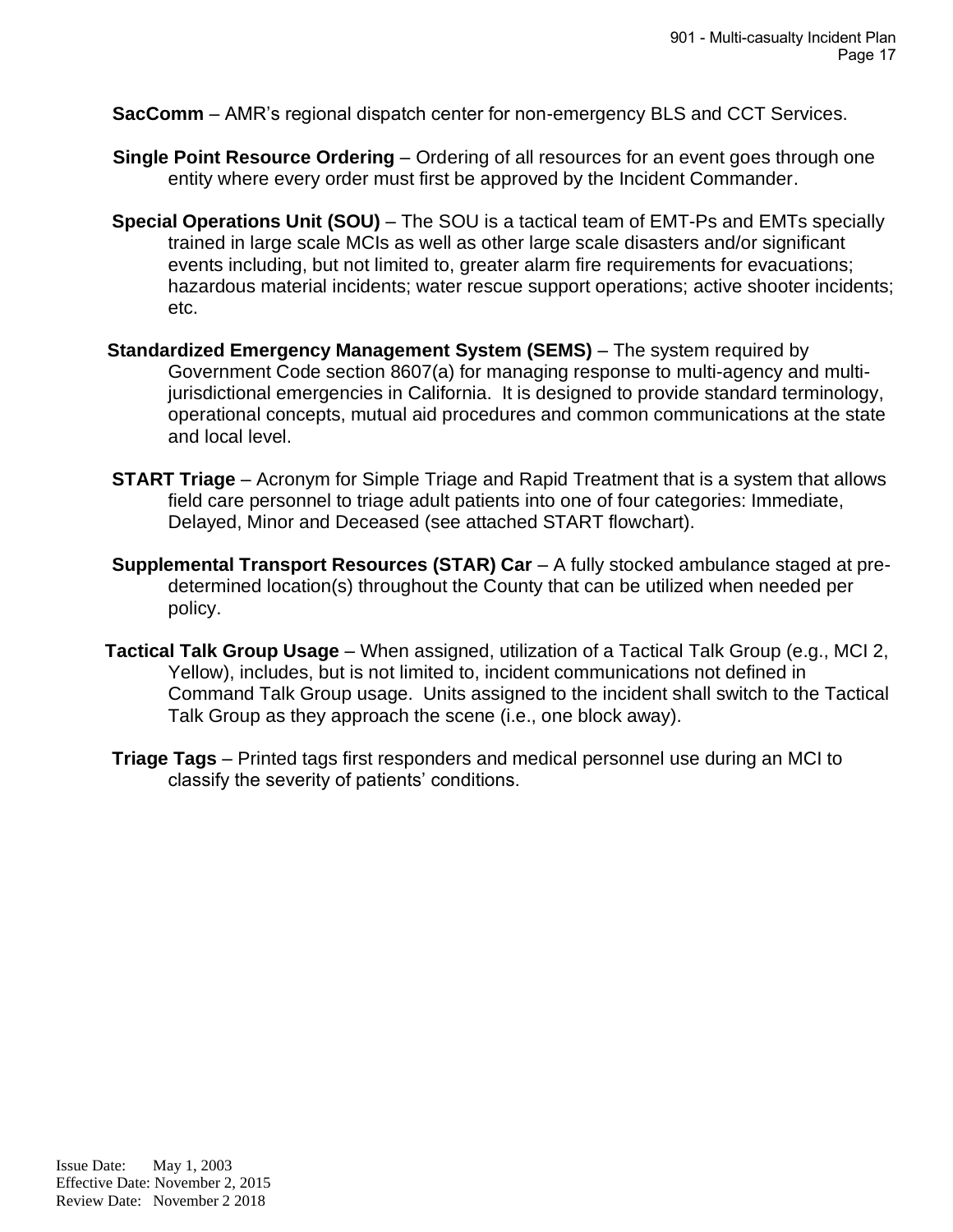**SacComm** – AMR's regional dispatch center for non-emergency BLS and CCT Services.

**Single Point Resource Ordering** – Ordering of all resources for an event goes through one entity where every order must first be approved by the Incident Commander.

**Special Operations Unit (SOU)** – The SOU is a tactical team of EMT-Ps and EMTs specially trained in large scale MCIs as well as other large scale disasters and/or significant events including, but not limited to, greater alarm fire requirements for evacuations; hazardous material incidents; water rescue support operations; active shooter incidents; etc.

**Standardized Emergency Management System (SEMS)** – The system required by Government Code section 8607(a) for managing response to multi-agency and multi-jurisdictional emergencies in California. It is designed to provide standard terminology, operational concepts, mutual aid procedures and common communications at the state and local level.

**START Triage** – Acronym for Simple Triage and Rapid Treatment that is a system that allows field care personnel to triage adult patients into one of four categories: Immediate, Delayed, Minor and Deceased (see attached START flowchart).

**Supplemental Transport Resources (STAR) Car** – A fully stocked ambulance staged at pre-determined location(s) throughout the County that can be utilized when needed per policy.

**Tactical Talk Group Usage** – When assigned, utilization of a Tactical Talk Group (e.g., MCI 2, Yellow), includes, but is not limited to, incident communications not defined in Command Talk Group usage. Units assigned to the incident shall switch to the Tactical Talk Group as they approach the scene (i.e., one block away).

**Triage Tags** – Printed tags first responders and medical personnel use during an MCI to classify the severity of patients' conditions.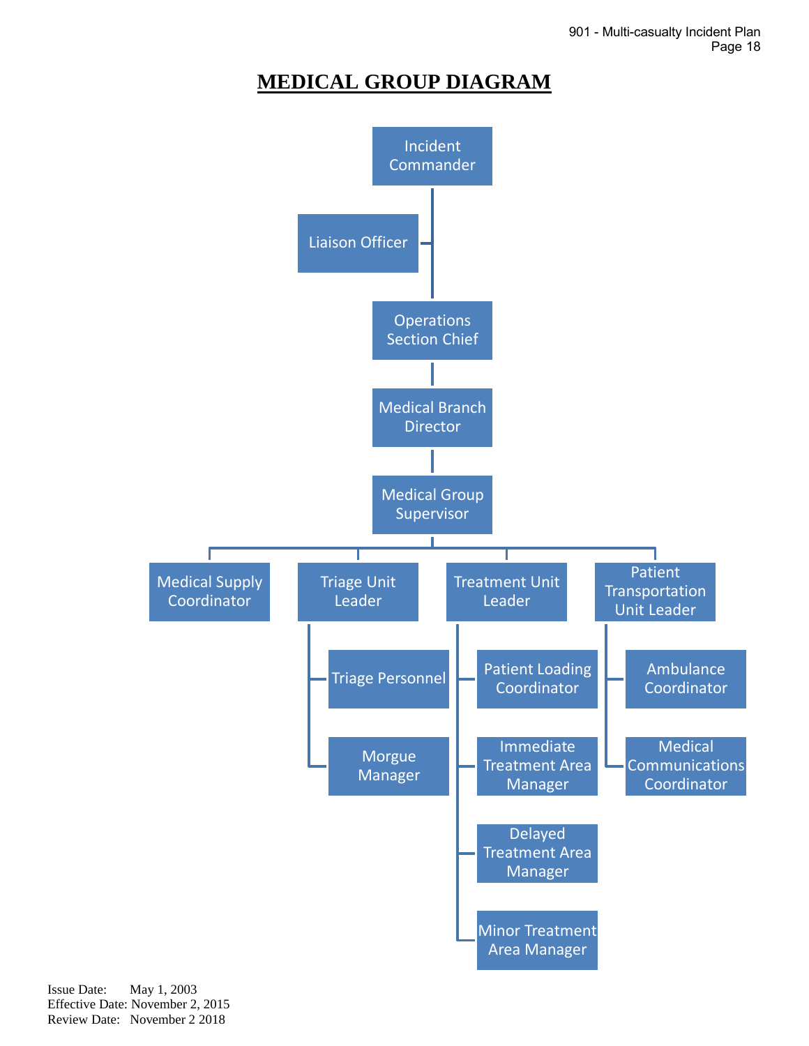# MEDICAL GROUP DIAGRAM

- Incident Commander
  - Liaison Officer
  - Operations Section Chief
    - Medical Branch Director
      - Medical Group Supervisor
        - Medical Supply Coordinator
        - Triage Unit Leader
          - Triage Personnel
          - Morgue Manager
        - Treatment Unit Leader
          - Patient Loading Coordinator
          - Immediate Treatment Area Manager
          - Delayed Treatment Area Manager
          - Minor Treatment Area Manager
        - Patient Transportation Unit Leader
          - Ambulance Coordinator
          - Medical Communications Coordinator

Issue Date: May 1, 2003
Effective Date: November 2, 2015
Review Date: November 2 2018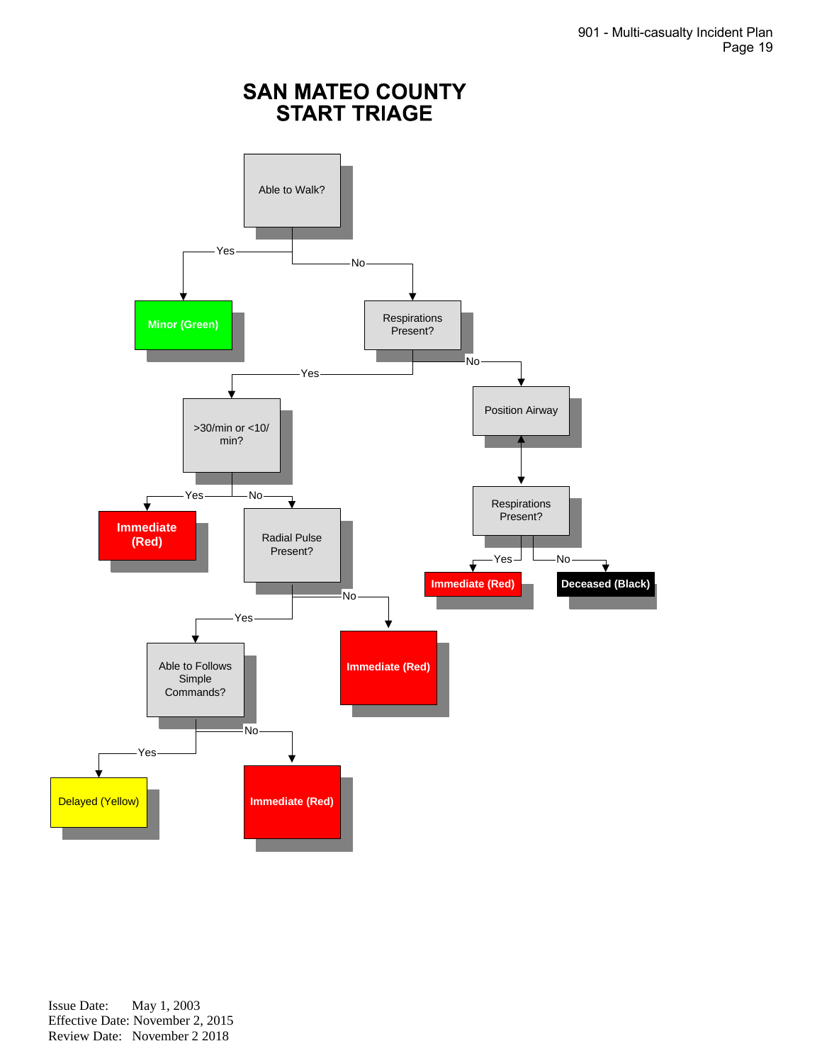# SAN MATEO COUNTY START TRIAGE

- **Able to Walk?**
  - Yes → **Minor (Green)**
  - No → **Respirations Present?**
    - Yes → **>30/min or <10/ min?**
      - Yes → **Immediate (Red)**
      - No → **Radial Pulse Present?**
        - Yes → **Able to Follows Simple Commands?**
          - Yes → **Delayed (Yellow)**
          - No → **Immediate (Red)**
        - No → **Immediate (Red)**
    - No → **Position Airway** → **Respirations Present?**
      - Yes → **Immediate (Red)**
      - No → **Deceased (Black)**

Issue Date: May 1, 2003
Effective Date: November 2, 2015
Review Date: November 2 2018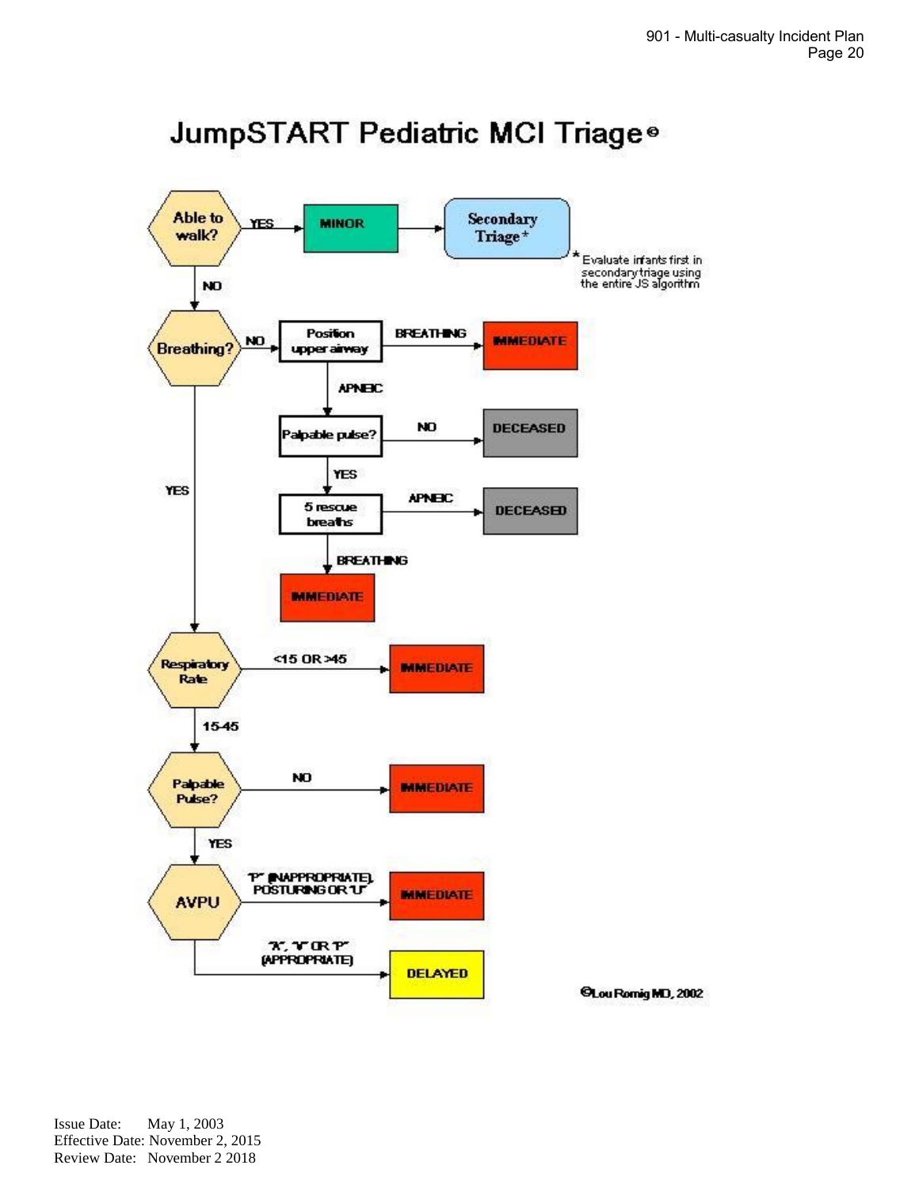# JumpSTART Pediatric MCI Triage©

- **Able to walk?**
  - YES → **MINOR** → **Secondary Triage***
  - NO → **Breathing?**
- **Breathing?**
  - NO → **Position upper airway**
    - BREATHING → **IMMEDIATE**
    - APNEIC → **Palpable pulse?**
      - NO → **DECEASED**
      - YES → **5 rescue breaths**
        - APNEIC → **DECEASED**
        - BREATHING → **IMMEDIATE**
  - YES → **Respiratory Rate**
- **Respiratory Rate**
  - <15 OR >45 → **IMMEDIATE**
  - 15-45 → **Palpable Pulse?**
- **Palpable Pulse?**
  - NO → **IMMEDIATE**
  - YES → **AVPU**
- **AVPU**
  - "P" (INAPPROPRIATE), POSTURING OR "U" → **IMMEDIATE**
  - "A", "V" OR "P" (APPROPRIATE) → **DELAYED**

* Evaluate infants first in secondary triage using the entire JS algorithm

©Lou Romig MD, 2002

Issue Date: May 1, 2003
Effective Date: November 2, 2015
Review Date: November 2 2018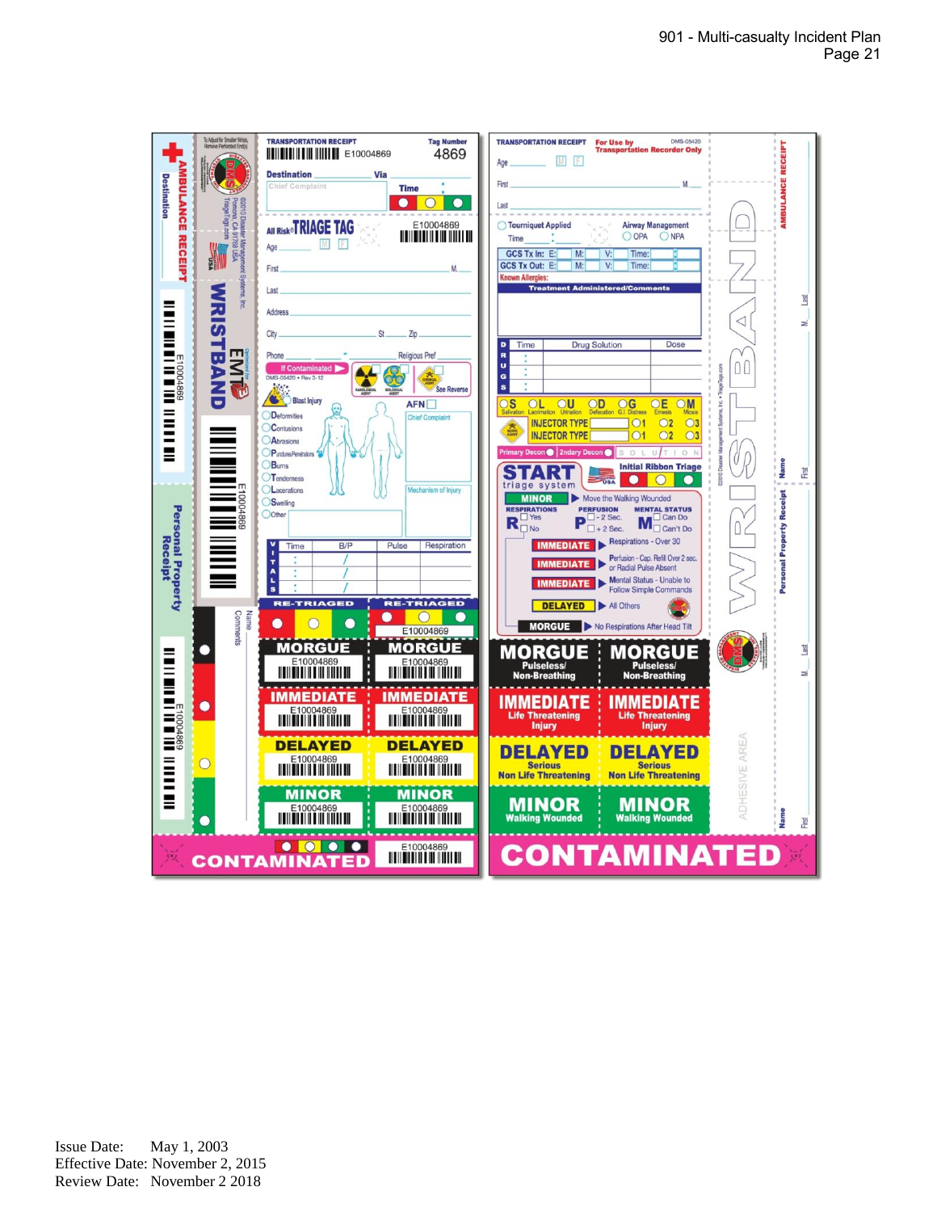AMBULANCE RECEIPT

Destination

E10004869

WRISTBAND

EMT

Personal Property Receipt

TRANSPORTATION RECEIPT

E10004869

Tag Number 4869

Destination Via

Chief Complaint

Time

All Risk® TRIAGE TAG

E10004869

Age M F

First M.

Last

Address

City St Zip

Phone Religious Pref

If Contaminated

DMS-05420 • Rev 3-12

See Reverse

Blast Injury

AFN

Deformities

Contusions

Abrasions

Punctures/Penetrations

Burns

Tenderness

Lacerations

Swelling

Other

Chief Complaint

Mechanism of Injury

| VITALS | Time | B/P | Pulse | Respiration |
|---|---|---|---|---|
| | : | / | | |
| | : | / | | |
| | : | / | | |

RE-TRIAGED RE-TRIAGED

E10004869

MORGUE E10004869 MORGUE E10004869

IMMEDIATE E10004869 IMMEDIATE E10004869

DELAYED E10004869 DELAYED E10004869

MINOR E10004869 MINOR E10004869

CONTAMINATED E10004869

TRANSPORTATION RECEIPT For Use by Transportation Recorder Only DMS-05420

Age M F

First M.

Last

Tourniquet Applied Time

Airway Management OPA NPA

GCS Tx In: E: M: V: Time:

GCS Tx Out: E: M: V: Time:

Known Allergies:

Treatment Administered/Comments

| DRUGS | Time | Drug Solution | Dose |
|---|---|---|---|
| | : | | |
| | : | | |
| | : | | |

S Salivation L Lacrimation U Urination D Defecation G G.I. Distress E Emesis M Miosis

INJECTOR TYPE 1 2 3

INJECTOR TYPE 1 2 3

Primary Decon 2ndary Decon SOLUTION

START triage system

Initial Ribbon Triage

MINOR Move the Walking Wounded

RESPIRATIONS R Yes No

PERFUSION P - 2 Sec. + 2 Sec.

MENTAL STATUS M Can Do Can't Do

IMMEDIATE Respirations - Over 30

IMMEDIATE Perfusion - Cap. Refill Over 2 sec. or Radial Pulse Absent

IMMEDIATE Mental Status - Unable to Follow Simple Commands

DELAYED All Others

MORGUE No Respirations After Head Tilt

MORGUE Pulseless/ Non-Breathing MORGUE Pulseless/ Non-Breathing

IMMEDIATE Life Threatening Injury IMMEDIATE Life Threatening Injury

DELAYED Serious Non Life Threatening DELAYED Serious Non Life Threatening

MINOR Walking Wounded MINOR Walking Wounded

CONTAMINATED

WRISTBAND

ADHESIVE AREA

AMBULANCE RECEIPT

Personal Property Receipt

Name First M. Last